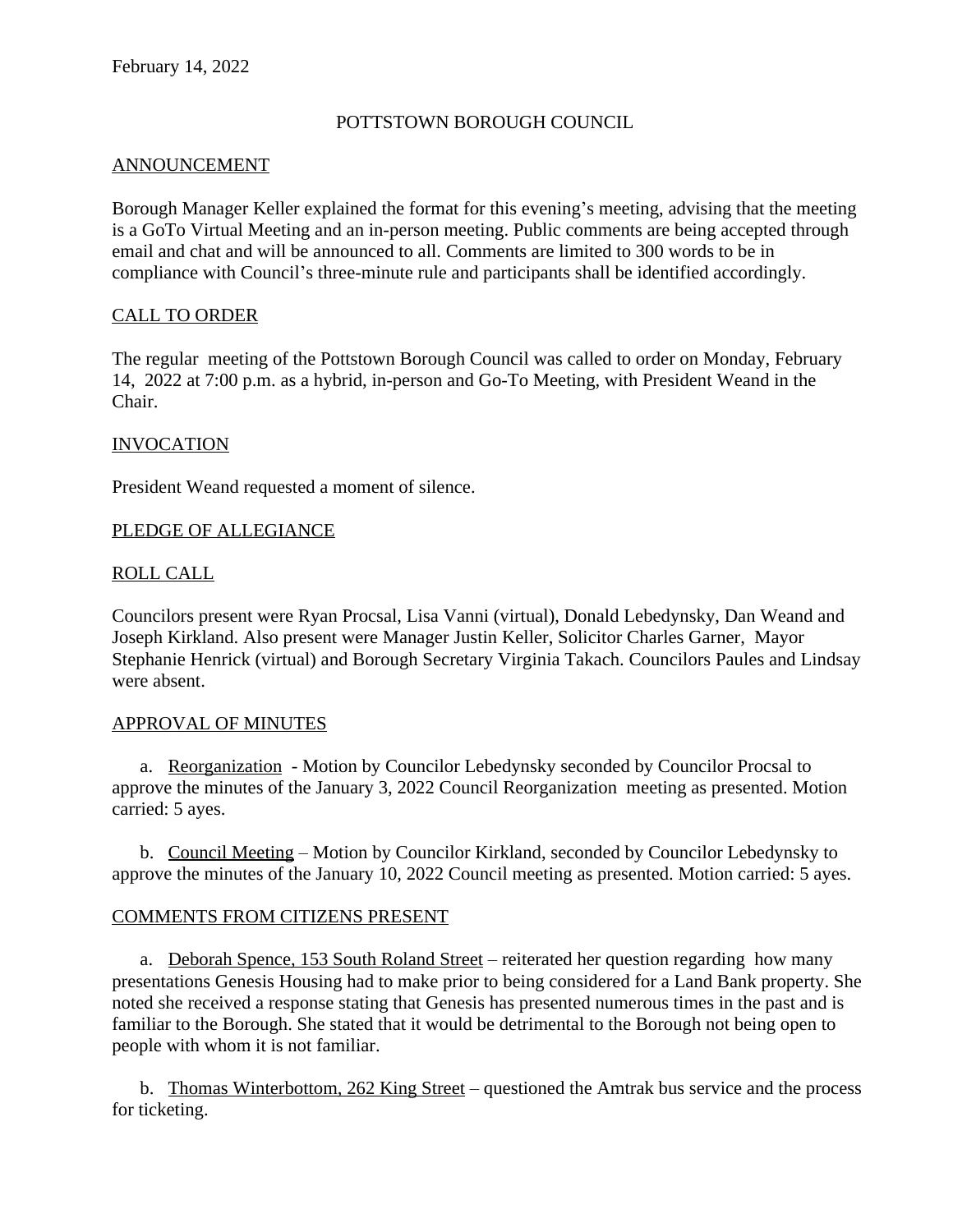February 14, 2022

POTTSTOWN BOROUGH COUNCIL

## ANNOUNCEMENT

Borough Manager Keller explained the format for this evening's meeting, advising that the meeting is a GoTo Virtual Meeting and an in-person meeting. Public comments are being accepted through email and chat and will be announced to all. Comments are limited to 300 words to be in compliance with Council's three-minute rule and participants shall be identified accordingly.

## CALL TO ORDER

The regular meeting of the Pottstown Borough Council was called to order on Monday, February 14, 2022 at 7:00 p.m. as a hybrid, in-person and Go-To Meeting, with President Weand in the Chair.

## INVOCATION

President Weand requested a moment of silence.

## PLEDGE OF ALLEGIANCE

## ROLL CALL

Councilors present were Ryan Procsal, Lisa Vanni (virtual), Donald Lebedynsky, Dan Weand and Joseph Kirkland. Also present were Manager Justin Keller, Solicitor Charles Garner, Mayor Stephanie Henrick (virtual) and Borough Secretary Virginia Takach. Councilors Paules and Lindsay were absent.

## APPROVAL OF MINUTES

a. Reorganization - Motion by Councilor Lebedynsky seconded by Councilor Procsal to approve the minutes of the January 3, 2022 Council Reorganization meeting as presented. Motion carried: 5 ayes.

b. Council Meeting – Motion by Councilor Kirkland, seconded by Councilor Lebedynsky to approve the minutes of the January 10, 2022 Council meeting as presented. Motion carried: 5 ayes.

## COMMENTS FROM CITIZENS PRESENT

a. Deborah Spence, 153 South Roland Street – reiterated her question regarding how many presentations Genesis Housing had to make prior to being considered for a Land Bank property. She noted she received a response stating that Genesis has presented numerous times in the past and is familiar to the Borough. She stated that it would be detrimental to the Borough not being open to people with whom it is not familiar.

b. Thomas Winterbottom, 262 King Street – questioned the Amtrak bus service and the process for ticketing.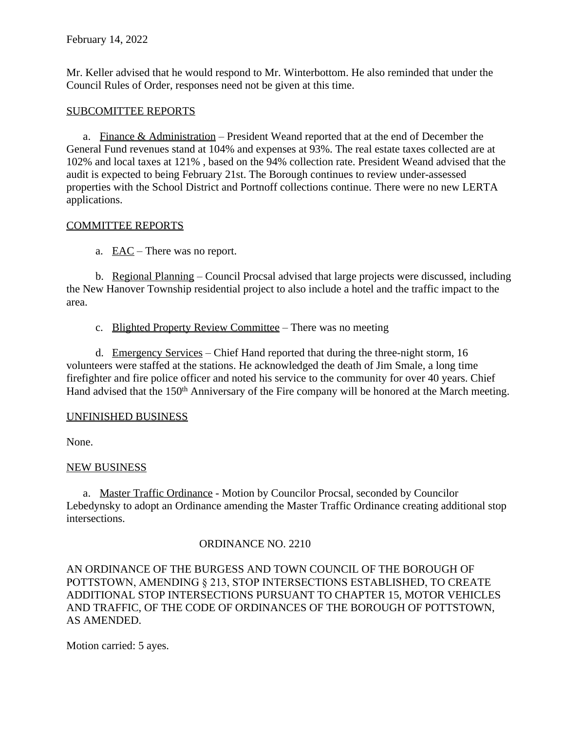February 14, 2022

Mr. Keller advised that he would respond to Mr. Winterbottom. He also reminded that under the Council Rules of Order, responses need not be given at this time.

SUBCOMITTEE REPORTS

a. Finance & Administration – President Weand reported that at the end of December the General Fund revenues stand at 104% and expenses at 93%. The real estate taxes collected are at 102% and local taxes at 121% , based on the 94% collection rate. President Weand advised that the audit is expected to being February 21st. The Borough continues to review under-assessed properties with the School District and Portnoff collections continue. There were no new LERTA applications.

COMMITTEE REPORTS

a. EAC – There was no report.

b. Regional Planning – Council Procsal advised that large projects were discussed, including the New Hanover Township residential project to also include a hotel and the traffic impact to the area.

c. Blighted Property Review Committee – There was no meeting

d. Emergency Services – Chief Hand reported that during the three-night storm, 16 volunteers were staffed at the stations. He acknowledged the death of Jim Smale, a long time firefighter and fire police officer and noted his service to the community for over 40 years. Chief Hand advised that the 150th Anniversary of the Fire company will be honored at the March meeting.

UNFINISHED BUSINESS

None.

NEW BUSINESS

a. Master Traffic Ordinance - Motion by Councilor Procsal, seconded by Councilor Lebedynsky to adopt an Ordinance amending the Master Traffic Ordinance creating additional stop intersections.

ORDINANCE NO. 2210

AN ORDINANCE OF THE BURGESS AND TOWN COUNCIL OF THE BOROUGH OF POTTSTOWN, AMENDING § 213, STOP INTERSECTIONS ESTABLISHED, TO CREATE ADDITIONAL STOP INTERSECTIONS PURSUANT TO CHAPTER 15, MOTOR VEHICLES AND TRAFFIC, OF THE CODE OF ORDINANCES OF THE BOROUGH OF POTTSTOWN, AS AMENDED.

Motion carried: 5 ayes.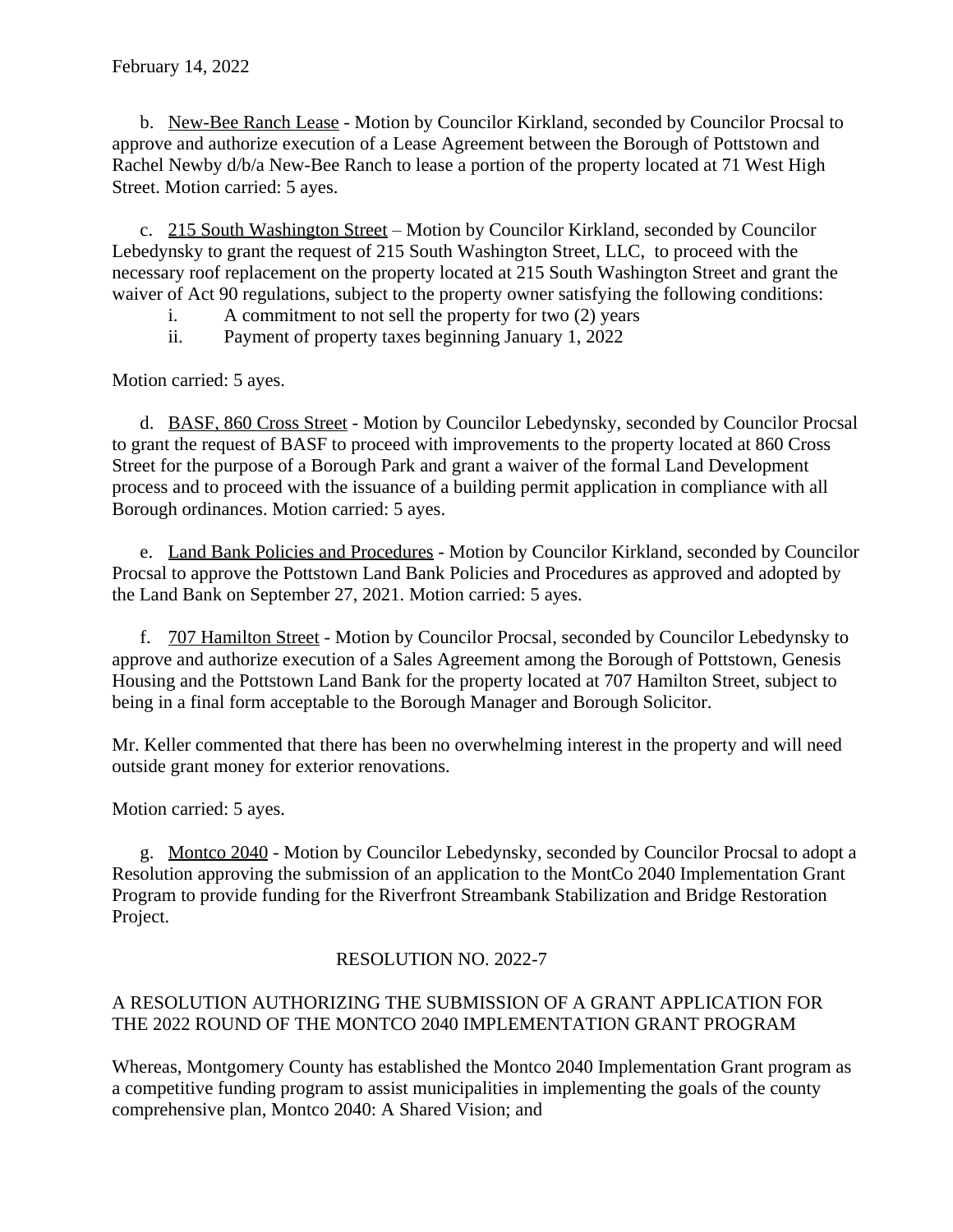February 14, 2022

b. New-Bee Ranch Lease - Motion by Councilor Kirkland, seconded by Councilor Procsal to approve and authorize execution of a Lease Agreement between the Borough of Pottstown and Rachel Newby d/b/a New-Bee Ranch to lease a portion of the property located at 71 West High Street. Motion carried: 5 ayes.

c. 215 South Washington Street – Motion by Councilor Kirkland, seconded by Councilor Lebedynsky to grant the request of 215 South Washington Street, LLC, to proceed with the necessary roof replacement on the property located at 215 South Washington Street and grant the waiver of Act 90 regulations, subject to the property owner satisfying the following conditions:

i. A commitment to not sell the property for two (2) years
ii. Payment of property taxes beginning January 1, 2022

Motion carried: 5 ayes.

d. BASF, 860 Cross Street - Motion by Councilor Lebedynsky, seconded by Councilor Procsal to grant the request of BASF to proceed with improvements to the property located at 860 Cross Street for the purpose of a Borough Park and grant a waiver of the formal Land Development process and to proceed with the issuance of a building permit application in compliance with all Borough ordinances. Motion carried: 5 ayes.

e. Land Bank Policies and Procedures - Motion by Councilor Kirkland, seconded by Councilor Procsal to approve the Pottstown Land Bank Policies and Procedures as approved and adopted by the Land Bank on September 27, 2021. Motion carried: 5 ayes.

f. 707 Hamilton Street - Motion by Councilor Procsal, seconded by Councilor Lebedynsky to approve and authorize execution of a Sales Agreement among the Borough of Pottstown, Genesis Housing and the Pottstown Land Bank for the property located at 707 Hamilton Street, subject to being in a final form acceptable to the Borough Manager and Borough Solicitor.

Mr. Keller commented that there has been no overwhelming interest in the property and will need outside grant money for exterior renovations.

Motion carried: 5 ayes.

g. Montco 2040 - Motion by Councilor Lebedynsky, seconded by Councilor Procsal to adopt a Resolution approving the submission of an application to the MontCo 2040 Implementation Grant Program to provide funding for the Riverfront Streambank Stabilization and Bridge Restoration Project.

RESOLUTION NO. 2022-7

A RESOLUTION AUTHORIZING THE SUBMISSION OF A GRANT APPLICATION FOR THE 2022 ROUND OF THE MONTCO 2040 IMPLEMENTATION GRANT PROGRAM

Whereas, Montgomery County has established the Montco 2040 Implementation Grant program as a competitive funding program to assist municipalities in implementing the goals of the county comprehensive plan, Montco 2040: A Shared Vision; and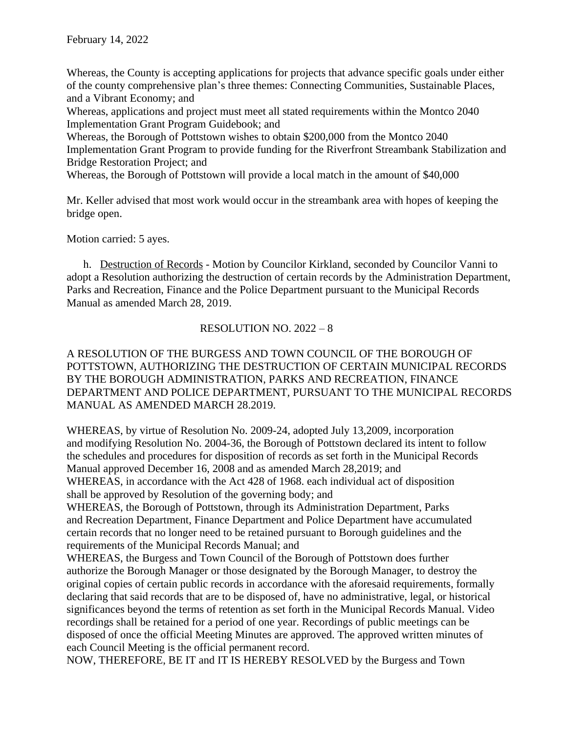February 14, 2022

Whereas, the County is accepting applications for projects that advance specific goals under either of the county comprehensive plan's three themes: Connecting Communities, Sustainable Places, and a Vibrant Economy; and
Whereas, applications and project must meet all stated requirements within the Montco 2040 Implementation Grant Program Guidebook; and
Whereas, the Borough of Pottstown wishes to obtain $200,000 from the Montco 2040 Implementation Grant Program to provide funding for the Riverfront Streambank Stabilization and Bridge Restoration Project; and
Whereas, the Borough of Pottstown will provide a local match in the amount of $40,000

Mr. Keller advised that most work would occur in the streambank area with hopes of keeping the bridge open.

Motion carried: 5 ayes.

h. Destruction of Records - Motion by Councilor Kirkland, seconded by Councilor Vanni to adopt a Resolution authorizing the destruction of certain records by the Administration Department, Parks and Recreation, Finance and the Police Department pursuant to the Municipal Records Manual as amended March 28, 2019.

RESOLUTION NO. 2022 – 8

A RESOLUTION OF THE BURGESS AND TOWN COUNCIL OF THE BOROUGH OF POTTSTOWN, AUTHORIZING THE DESTRUCTION OF CERTAIN MUNICIPAL RECORDS BY THE BOROUGH ADMINISTRATION, PARKS AND RECREATION, FINANCE DEPARTMENT AND POLICE DEPARTMENT, PURSUANT TO THE MUNICIPAL RECORDS MANUAL AS AMENDED MARCH 28.2019.

WHEREAS, by virtue of Resolution No. 2009-24, adopted July 13,2009, incorporation and modifying Resolution No. 2004-36, the Borough of Pottstown declared its intent to follow the schedules and procedures for disposition of records as set forth in the Municipal Records Manual approved December 16, 2008 and as amended March 28,2019; and
WHEREAS, in accordance with the Act 428 of 1968. each individual act of disposition shall be approved by Resolution of the governing body; and
WHEREAS, the Borough of Pottstown, through its Administration Department, Parks and Recreation Department, Finance Department and Police Department have accumulated certain records that no longer need to be retained pursuant to Borough guidelines and the requirements of the Municipal Records Manual; and
WHEREAS, the Burgess and Town Council of the Borough of Pottstown does further authorize the Borough Manager or those designated by the Borough Manager, to destroy the original copies of certain public records in accordance with the aforesaid requirements, formally declaring that said records that are to be disposed of, have no administrative, legal, or historical significances beyond the terms of retention as set forth in the Municipal Records Manual. Video recordings shall be retained for a period of one year. Recordings of public meetings can be disposed of once the official Meeting Minutes are approved. The approved written minutes of each Council Meeting is the official permanent record.
NOW, THEREFORE, BE IT and IT IS HEREBY RESOLVED by the Burgess and Town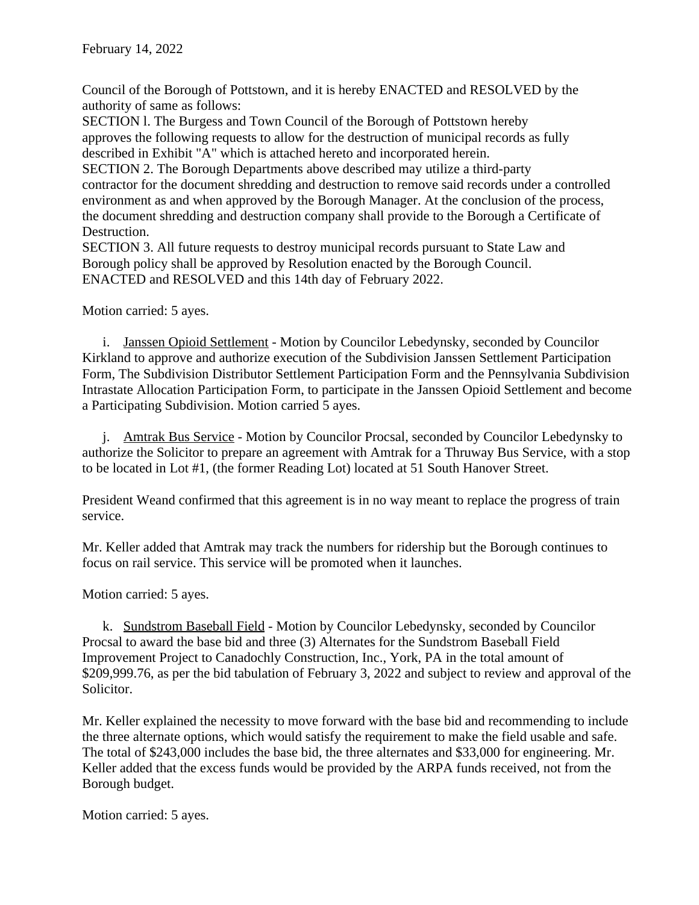Council of the Borough of Pottstown, and it is hereby ENACTED and RESOLVED by the authority of same as follows:

SECTION l. The Burgess and Town Council of the Borough of Pottstown hereby approves the following requests to allow for the destruction of municipal records as fully described in Exhibit "A" which is attached hereto and incorporated herein.

SECTION 2. The Borough Departments above described may utilize a third-party contractor for the document shredding and destruction to remove said records under a controlled environment as and when approved by the Borough Manager. At the conclusion of the process, the document shredding and destruction company shall provide to the Borough a Certificate of Destruction.

SECTION 3. All future requests to destroy municipal records pursuant to State Law and Borough policy shall be approved by Resolution enacted by the Borough Council.

ENACTED and RESOLVED and this 14th day of February 2022.

Motion carried: 5 ayes.

i. Janssen Opioid Settlement - Motion by Councilor Lebedynsky, seconded by Councilor Kirkland to approve and authorize execution of the Subdivision Janssen Settlement Participation Form, The Subdivision Distributor Settlement Participation Form and the Pennsylvania Subdivision Intrastate Allocation Participation Form, to participate in the Janssen Opioid Settlement and become a Participating Subdivision. Motion carried 5 ayes.

j. Amtrak Bus Service - Motion by Councilor Procsal, seconded by Councilor Lebedynsky to authorize the Solicitor to prepare an agreement with Amtrak for a Thruway Bus Service, with a stop to be located in Lot #1, (the former Reading Lot) located at 51 South Hanover Street.

President Weand confirmed that this agreement is in no way meant to replace the progress of train service.

Mr. Keller added that Amtrak may track the numbers for ridership but the Borough continues to focus on rail service. This service will be promoted when it launches.

Motion carried: 5 ayes.

k. Sundstrom Baseball Field - Motion by Councilor Lebedynsky, seconded by Councilor Procsal to award the base bid and three (3) Alternates for the Sundstrom Baseball Field Improvement Project to Canadochly Construction, Inc., York, PA in the total amount of $209,999.76, as per the bid tabulation of February 3, 2022 and subject to review and approval of the Solicitor.

Mr. Keller explained the necessity to move forward with the base bid and recommending to include the three alternate options, which would satisfy the requirement to make the field usable and safe. The total of $243,000 includes the base bid, the three alternates and $33,000 for engineering. Mr. Keller added that the excess funds would be provided by the ARPA funds received, not from the Borough budget.

Motion carried: 5 ayes.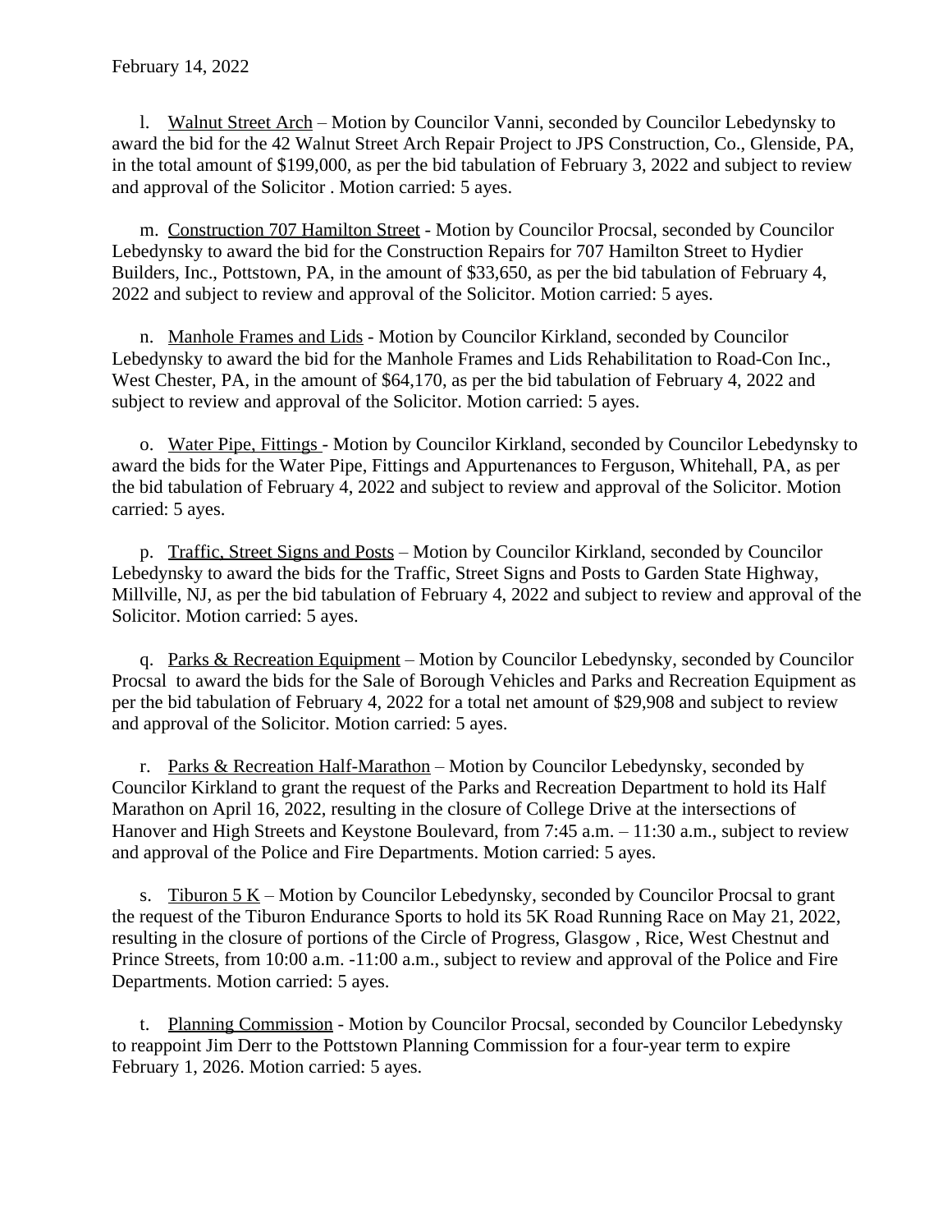February 14, 2022

l. Walnut Street Arch – Motion by Councilor Vanni, seconded by Councilor Lebedynsky to award the bid for the 42 Walnut Street Arch Repair Project to JPS Construction, Co., Glenside, PA, in the total amount of $199,000, as per the bid tabulation of February 3, 2022 and subject to review and approval of the Solicitor . Motion carried: 5 ayes.

m. Construction 707 Hamilton Street - Motion by Councilor Procsal, seconded by Councilor Lebedynsky to award the bid for the Construction Repairs for 707 Hamilton Street to Hydier Builders, Inc., Pottstown, PA, in the amount of $33,650, as per the bid tabulation of February 4, 2022 and subject to review and approval of the Solicitor. Motion carried: 5 ayes.

n. Manhole Frames and Lids - Motion by Councilor Kirkland, seconded by Councilor Lebedynsky to award the bid for the Manhole Frames and Lids Rehabilitation to Road-Con Inc., West Chester, PA, in the amount of $64,170, as per the bid tabulation of February 4, 2022 and subject to review and approval of the Solicitor. Motion carried: 5 ayes.

o. Water Pipe, Fittings - Motion by Councilor Kirkland, seconded by Councilor Lebedynsky to award the bids for the Water Pipe, Fittings and Appurtenances to Ferguson, Whitehall, PA, as per the bid tabulation of February 4, 2022 and subject to review and approval of the Solicitor. Motion carried: 5 ayes.

p. Traffic, Street Signs and Posts – Motion by Councilor Kirkland, seconded by Councilor Lebedynsky to award the bids for the Traffic, Street Signs and Posts to Garden State Highway, Millville, NJ, as per the bid tabulation of February 4, 2022 and subject to review and approval of the Solicitor. Motion carried: 5 ayes.

q. Parks & Recreation Equipment – Motion by Councilor Lebedynsky, seconded by Councilor Procsal to award the bids for the Sale of Borough Vehicles and Parks and Recreation Equipment as per the bid tabulation of February 4, 2022 for a total net amount of $29,908 and subject to review and approval of the Solicitor. Motion carried: 5 ayes.

r. Parks & Recreation Half-Marathon – Motion by Councilor Lebedynsky, seconded by Councilor Kirkland to grant the request of the Parks and Recreation Department to hold its Half Marathon on April 16, 2022, resulting in the closure of College Drive at the intersections of Hanover and High Streets and Keystone Boulevard, from 7:45 a.m. – 11:30 a.m., subject to review and approval of the Police and Fire Departments. Motion carried: 5 ayes.

s. Tiburon 5 K – Motion by Councilor Lebedynsky, seconded by Councilor Procsal to grant the request of the Tiburon Endurance Sports to hold its 5K Road Running Race on May 21, 2022, resulting in the closure of portions of the Circle of Progress, Glasgow , Rice, West Chestnut and Prince Streets, from 10:00 a.m. -11:00 a.m., subject to review and approval of the Police and Fire Departments. Motion carried: 5 ayes.

t. Planning Commission - Motion by Councilor Procsal, seconded by Councilor Lebedynsky to reappoint Jim Derr to the Pottstown Planning Commission for a four-year term to expire February 1, 2026. Motion carried: 5 ayes.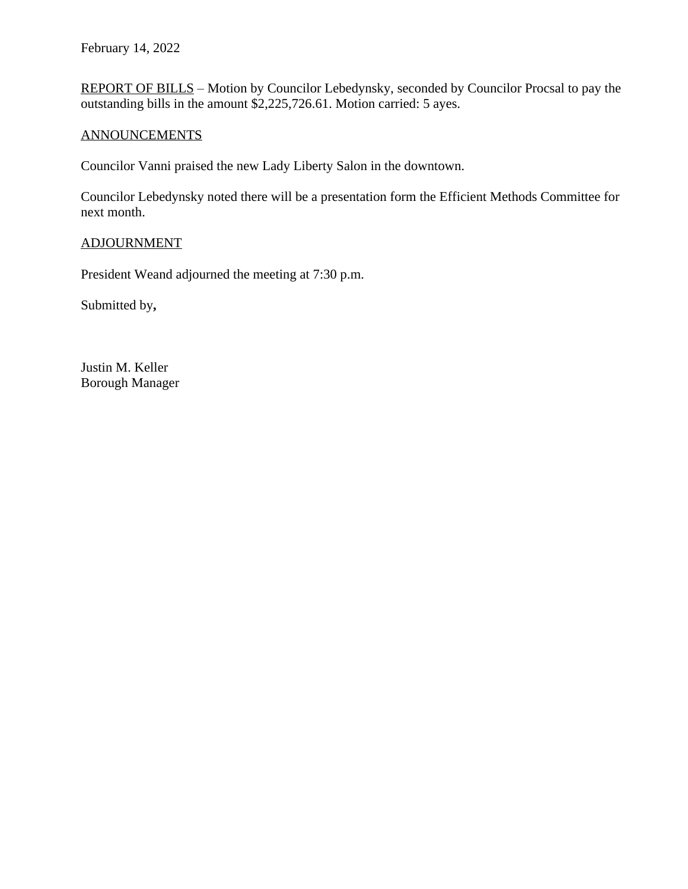February 14, 2022

REPORT OF BILLS – Motion by Councilor Lebedynsky, seconded by Councilor Procsal to pay the outstanding bills in the amount $2,225,726.61. Motion carried: 5 ayes.

ANNOUNCEMENTS

Councilor Vanni praised the new Lady Liberty Salon in the downtown.

Councilor Lebedynsky noted there will be a presentation form the Efficient Methods Committee for next month.

ADJOURNMENT

President Weand adjourned the meeting at 7:30 p.m.

Submitted by**,**

Justin M. Keller
Borough Manager